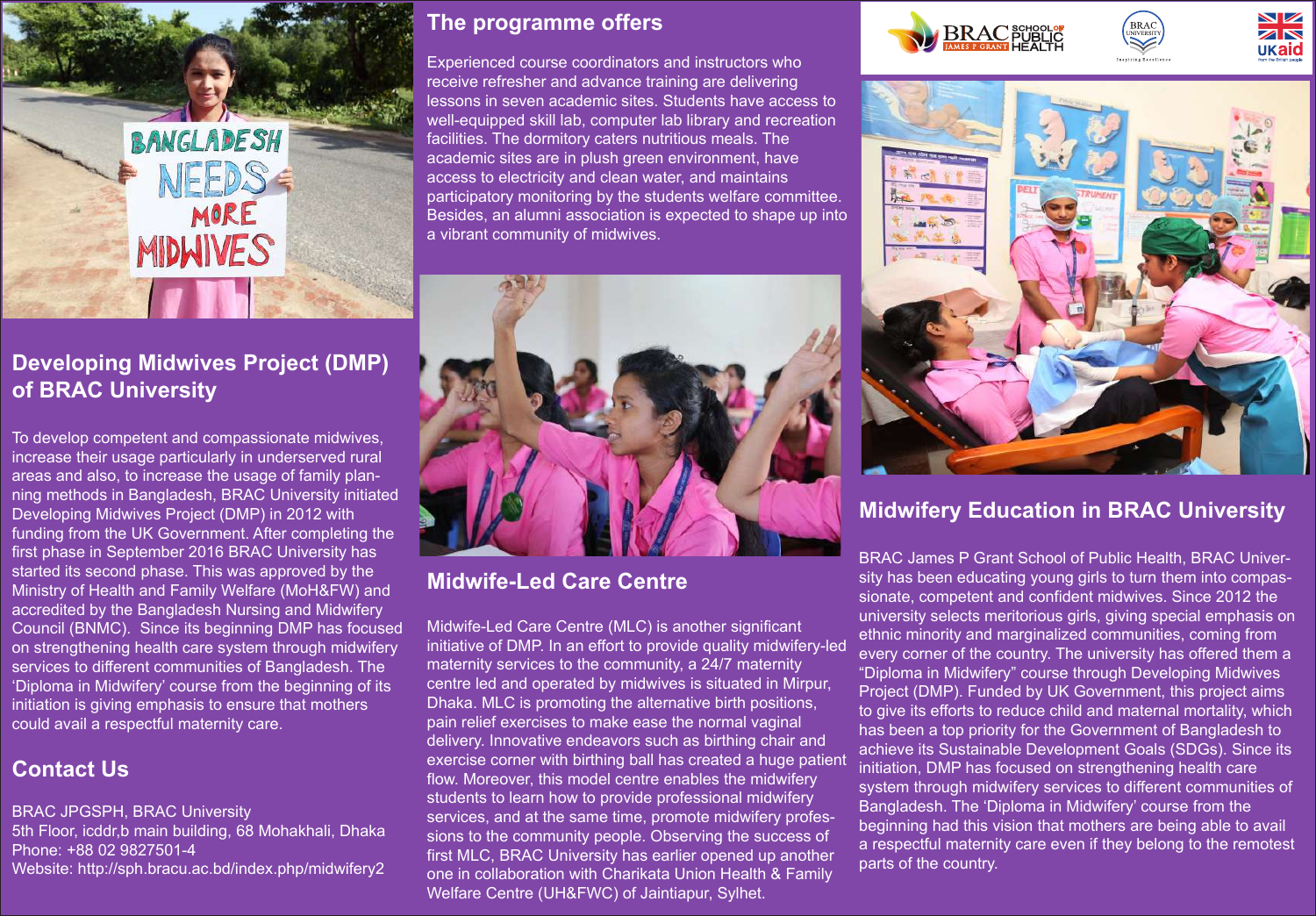## Developing Midwives Project (DMP) of BRAC University

To develop competent and compassionate midwives, increase their usage particularly in underserved rural areas and also, to increase the usage of family planning methods in Bangladesh, BRAC University initiated Developing Midwives Project (DMP) in 2012 with funding from the UK Government. After completing the first phase in September 2016 BRAC University has started its second phase. This was approved by the Ministry of Health and Family Welfare (MoH&FW) and accredited by the Bangladesh Nursing and Midwifery Council (BNMC). Since its beginning DMP has focused on strengthening health care system through midwifery services to different communities of Bangladesh. The 'Diploma in Midwifery' course from the beginning of its initiation is giving emphasis to ensure that mothers could avail a respectful maternity care.

## Contact Us

BRAC JPGSPH, BRAC University
5th Floor, icddr,b main building, 68 Mohakhali, Dhaka
Phone: +88 02 9827501-4
Website: http://sph.bracu.ac.bd/index.php/midwifery2

## The programme offers

Experienced course coordinators and instructors who receive refresher and advance training are delivering lessons in seven academic sites. Students have access to well-equipped skill lab, computer lab library and recreation facilities. The dormitory caters nutritious meals. The academic sites are in plush green environment, have access to electricity and clean water, and maintains participatory monitoring by the students welfare committee. Besides, an alumni association is expected to shape up into a vibrant community of midwives.

## Midwife-Led Care Centre

Midwife-Led Care Centre (MLC) is another significant initiative of DMP. In an effort to provide quality midwifery-led maternity services to the community, a 24/7 maternity centre led and operated by midwives is situated in Mirpur, Dhaka. MLC is promoting the alternative birth positions, pain relief exercises to make ease the normal vaginal delivery. Innovative endeavors such as birthing chair and exercise corner with birthing ball has created a huge patient flow. Moreover, this model centre enables the midwifery students to learn how to provide professional midwifery services, and at the same time, promote midwifery professions to the community people. Observing the success of first MLC, BRAC University has earlier opened up another one in collaboration with Charikata Union Health & Family Welfare Centre (UH&FWC) of Jaintiapur, Sylhet.

## Midwifery Education in BRAC University

BRAC James P Grant School of Public Health, BRAC University has been educating young girls to turn them into compassionate, competent and confident midwives. Since 2012 the university selects meritorious girls, giving special emphasis on ethnic minority and marginalized communities, coming from every corner of the country. The university has offered them a "Diploma in Midwifery" course through Developing Midwives Project (DMP). Funded by UK Government, this project aims to give its efforts to reduce child and maternal mortality, which has been a top priority for the Government of Bangladesh to achieve its Sustainable Development Goals (SDGs). Since its initiation, DMP has focused on strengthening health care system through midwifery services to different communities of Bangladesh. The 'Diploma in Midwifery' course from the beginning had this vision that mothers are being able to avail a respectful maternity care even if they belong to the remotest parts of the country.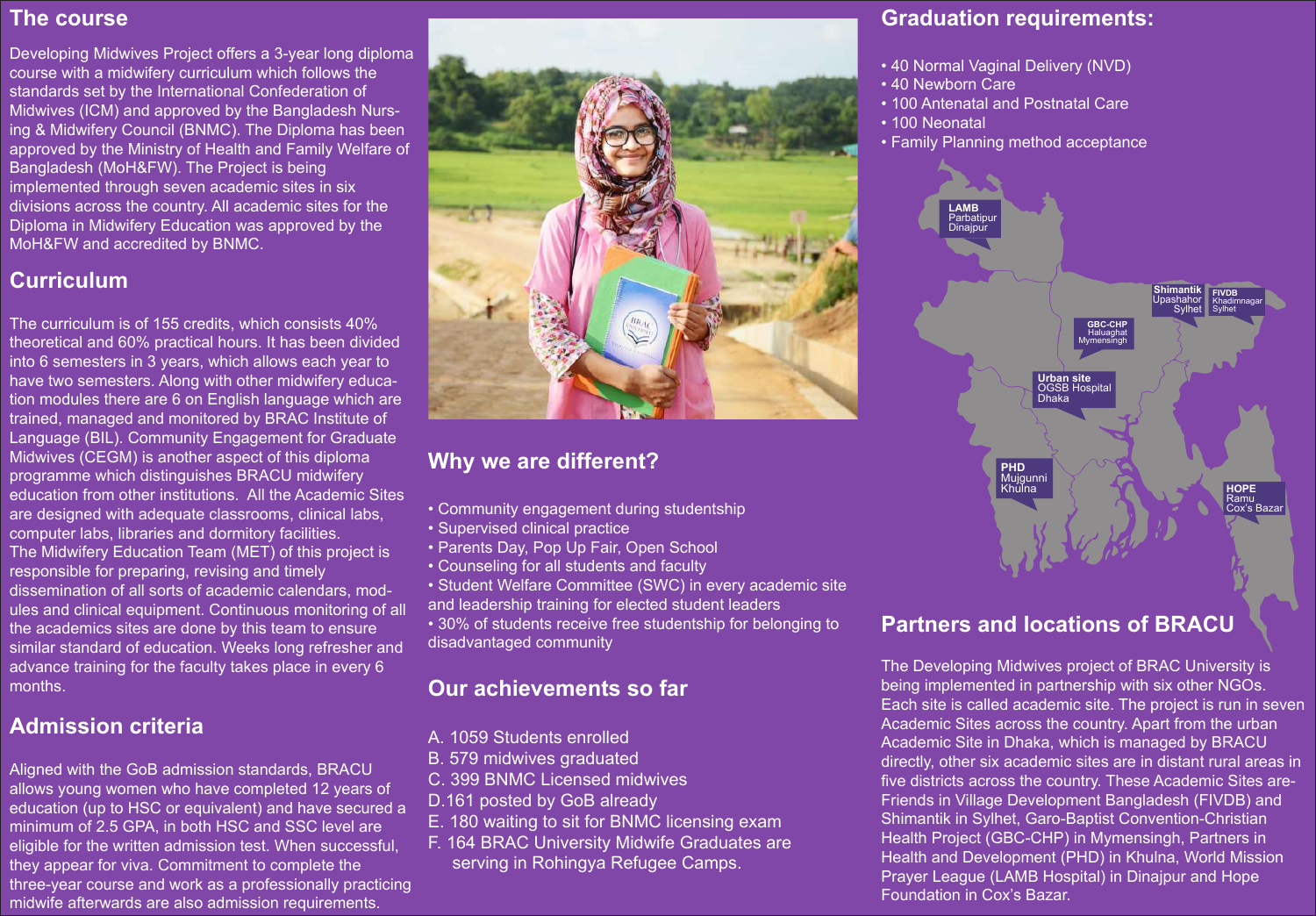## The course

Developing Midwives Project offers a 3-year long diploma course with a midwifery curriculum which follows the standards set by the International Confederation of Midwives (ICM) and approved by the Bangladesh Nursing & Midwifery Council (BNMC). The Diploma has been approved by the Ministry of Health and Family Welfare of Bangladesh (MoH&FW). The Project is being implemented through seven academic sites in six divisions across the country. All academic sites for the Diploma in Midwifery Education was approved by the MoH&FW and accredited by BNMC.

## Curriculum

The curriculum is of 155 credits, which consists 40% theoretical and 60% practical hours. It has been divided into 6 semesters in 3 years, which allows each year to have two semesters. Along with other midwifery education modules there are 6 on English language which are trained, managed and monitored by BRAC Institute of Language (BIL). Community Engagement for Graduate Midwives (CEGM) is another aspect of this diploma programme which distinguishes BRACU midwifery education from other institutions. All the Academic Sites are designed with adequate classrooms, clinical labs, computer labs, libraries and dormitory facilities.
The Midwifery Education Team (MET) of this project is responsible for preparing, revising and timely dissemination of all sorts of academic calendars, modules and clinical equipment. Continuous monitoring of all the academics sites are done by this team to ensure similar standard of education. Weeks long refresher and advance training for the faculty takes place in every 6 months.

## Admission criteria

Aligned with the GoB admission standards, BRACU allows young women who have completed 12 years of education (up to HSC or equivalent) and have secured a minimum of 2.5 GPA, in both HSC and SSC level are eligible for the written admission test. When successful, they appear for viva. Commitment to complete the three-year course and work as a professionally practicing midwife afterwards are also admission requirements.

## Why we are different?

- Community engagement during studentship
- Supervised clinical practice
- Parents Day, Pop Up Fair, Open School
- Counseling for all students and faculty
- Student Welfare Committee (SWC) in every academic site and leadership training for elected student leaders
- 30% of students receive free studentship for belonging to disadvantaged community

## Our achievements so far

A. 1059 Students enrolled
B. 579 midwives graduated
C. 399 BNMC Licensed midwives
D.161 posted by GoB already
E. 180 waiting to sit for BNMC licensing exam
F. 164 BRAC University Midwife Graduates are serving in Rohingya Refugee Camps.

## Graduation requirements:

- 40 Normal Vaginal Delivery (NVD)
- 40 Newborn Care
- 100 Antenatal and Postnatal Care
- 100 Neonatal
- Family Planning method acceptance

LAMB
Parbatipur
Dinajpur

Shimantik
Upashahor
Sylhet

FIVDB
Khadimnagar
Sylhet

GBC-CHP
Haluaghat
Mymensingh

Urban site
OGSB Hospital
Dhaka

PHD
Mujgunni
Khulna

HOPE
Ramu
Cox's Bazar

## Partners and locations of BRACU

The Developing Midwives project of BRAC University is being implemented in partnership with six other NGOs. Each site is called academic site. The project is run in seven Academic Sites across the country. Apart from the urban Academic Site in Dhaka, which is managed by BRACU directly, other six academic sites are in distant rural areas in five districts across the country. These Academic Sites are- Friends in Village Development Bangladesh (FIVDB) and Shimantik in Sylhet, Garo-Baptist Convention-Christian Health Project (GBC-CHP) in Mymensingh, Partners in Health and Development (PHD) in Khulna, World Mission Prayer League (LAMB Hospital) in Dinajpur and Hope Foundation in Cox's Bazar.